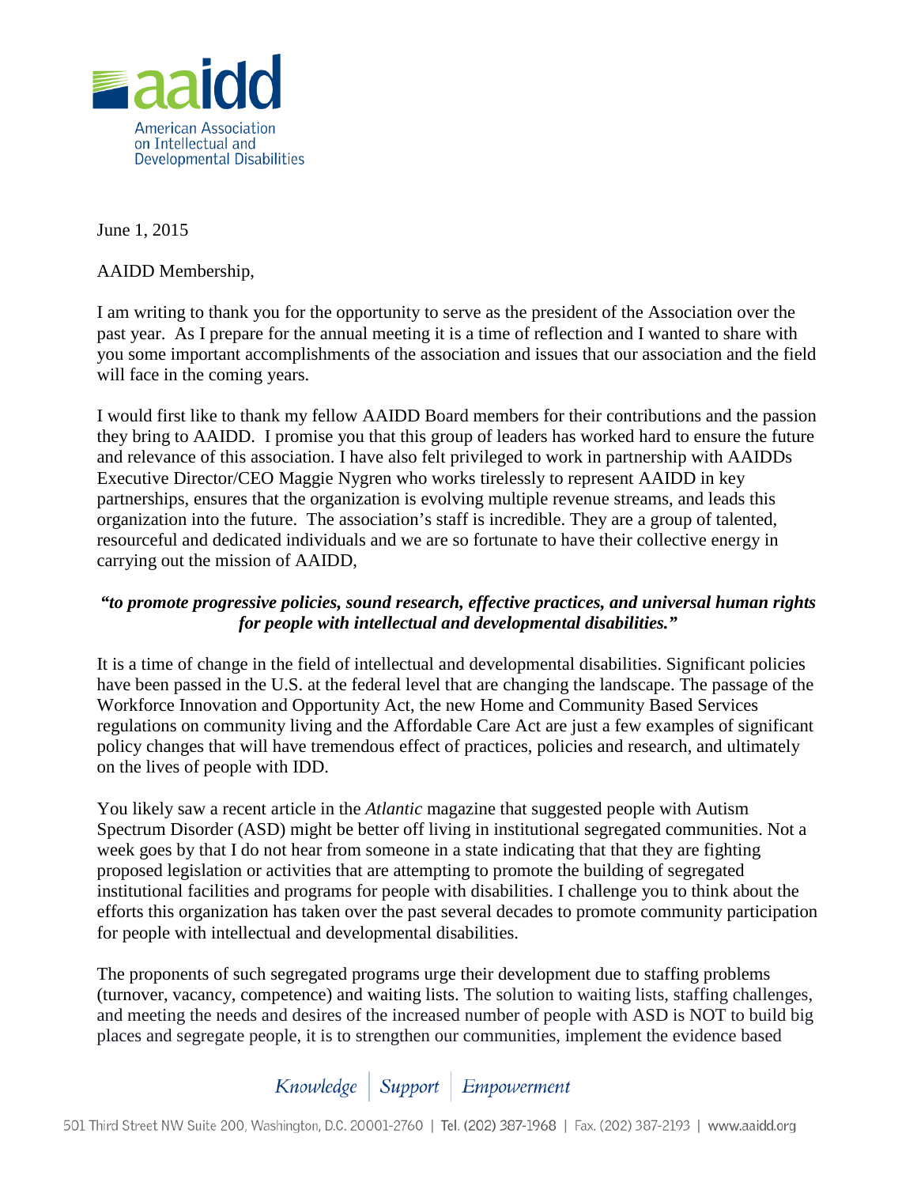aaidd

American Association on Intellectual and Developmental Disabilities

June 1, 2015

AAIDD Membership,

I am writing to thank you for the opportunity to serve as the president of the Association over the past year. As I prepare for the annual meeting it is a time of reflection and I wanted to share with you some important accomplishments of the association and issues that our association and the field will face in the coming years.

I would first like to thank my fellow AAIDD Board members for their contributions and the passion they bring to AAIDD. I promise you that this group of leaders has worked hard to ensure the future and relevance of this association. I have also felt privileged to work in partnership with AAIDDs Executive Director/CEO Maggie Nygren who works tirelessly to represent AAIDD in key partnerships, ensures that the organization is evolving multiple revenue streams, and leads this organization into the future. The association's staff is incredible. They are a group of talented, resourceful and dedicated individuals and we are so fortunate to have their collective energy in carrying out the mission of AAIDD,

***"to promote progressive policies, sound research, effective practices, and universal human rights for people with intellectual and developmental disabilities."***

It is a time of change in the field of intellectual and developmental disabilities. Significant policies have been passed in the U.S. at the federal level that are changing the landscape. The passage of the Workforce Innovation and Opportunity Act, the new Home and Community Based Services regulations on community living and the Affordable Care Act are just a few examples of significant policy changes that will have tremendous effect of practices, policies and research, and ultimately on the lives of people with IDD.

You likely saw a recent article in the *Atlantic* magazine that suggested people with Autism Spectrum Disorder (ASD) might be better off living in institutional segregated communities. Not a week goes by that I do not hear from someone in a state indicating that that they are fighting proposed legislation or activities that are attempting to promote the building of segregated institutional facilities and programs for people with disabilities. I challenge you to think about the efforts this organization has taken over the past several decades to promote community participation for people with intellectual and developmental disabilities.

The proponents of such segregated programs urge their development due to staffing problems (turnover, vacancy, competence) and waiting lists. The solution to waiting lists, staffing challenges, and meeting the needs and desires of the increased number of people with ASD is NOT to build big places and segregate people, it is to strengthen our communities, implement the evidence based

*Knowledge | Support | Empowerment*

501 Third Street NW Suite 200, Washington, D.C. 20001-2760 | Tel. (202) 387-1968 | Fax. (202) 387-2193 | www.aaidd.org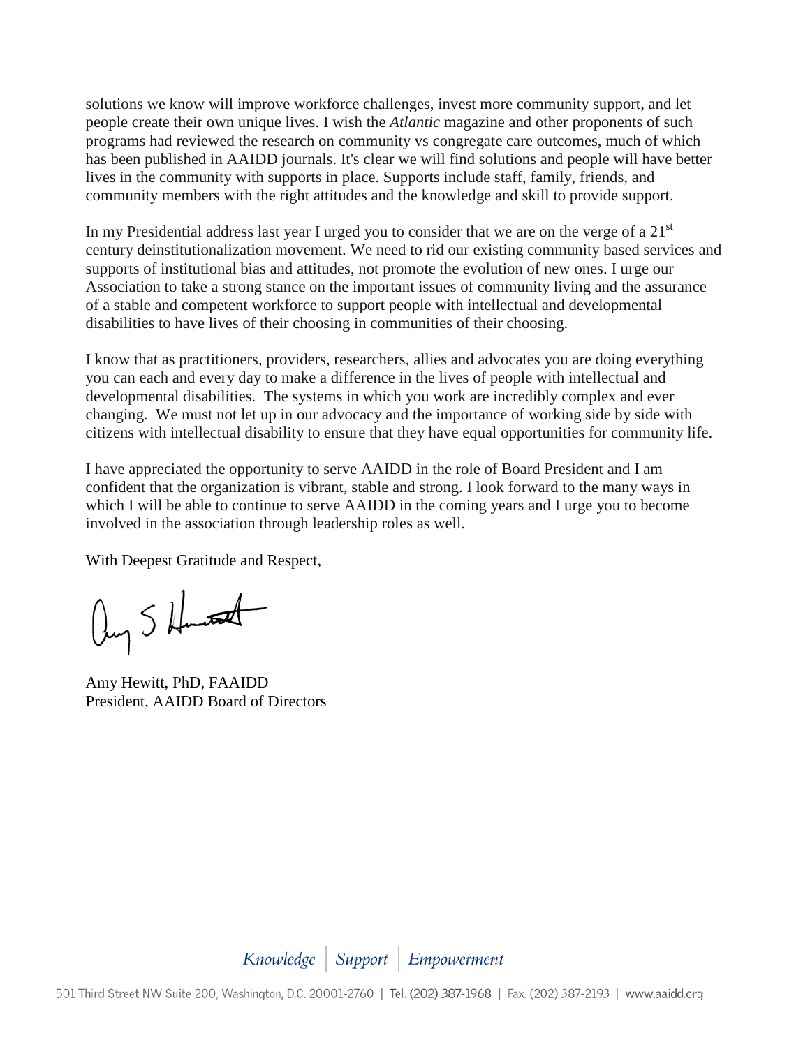solutions we know will improve workforce challenges, invest more community support, and let people create their own unique lives. I wish the *Atlantic* magazine and other proponents of such programs had reviewed the research on community vs congregate care outcomes, much of which has been published in AAIDD journals. It's clear we will find solutions and people will have better lives in the community with supports in place. Supports include staff, family, friends, and community members with the right attitudes and the knowledge and skill to provide support.

In my Presidential address last year I urged you to consider that we are on the verge of a 21st century deinstitutionalization movement. We need to rid our existing community based services and supports of institutional bias and attitudes, not promote the evolution of new ones. I urge our Association to take a strong stance on the important issues of community living and the assurance of a stable and competent workforce to support people with intellectual and developmental disabilities to have lives of their choosing in communities of their choosing.

I know that as practitioners, providers, researchers, allies and advocates you are doing everything you can each and every day to make a difference in the lives of people with intellectual and developmental disabilities. The systems in which you work are incredibly complex and ever changing. We must not let up in our advocacy and the importance of working side by side with citizens with intellectual disability to ensure that they have equal opportunities for community life.

I have appreciated the opportunity to serve AAIDD in the role of Board President and I am confident that the organization is vibrant, stable and strong. I look forward to the many ways in which I will be able to continue to serve AAIDD in the coming years and I urge you to become involved in the association through leadership roles as well.

With Deepest Gratitude and Respect,

Amy S Hewitt

Amy Hewitt, PhD, FAAIDD
President, AAIDD Board of Directors

*Knowledge | Support | Empowerment*

501 Third Street NW Suite 200, Washington, D.C. 20001-2760 | Tel. (202) 387-1968 | Fax. (202) 387-2193 | www.aaidd.org